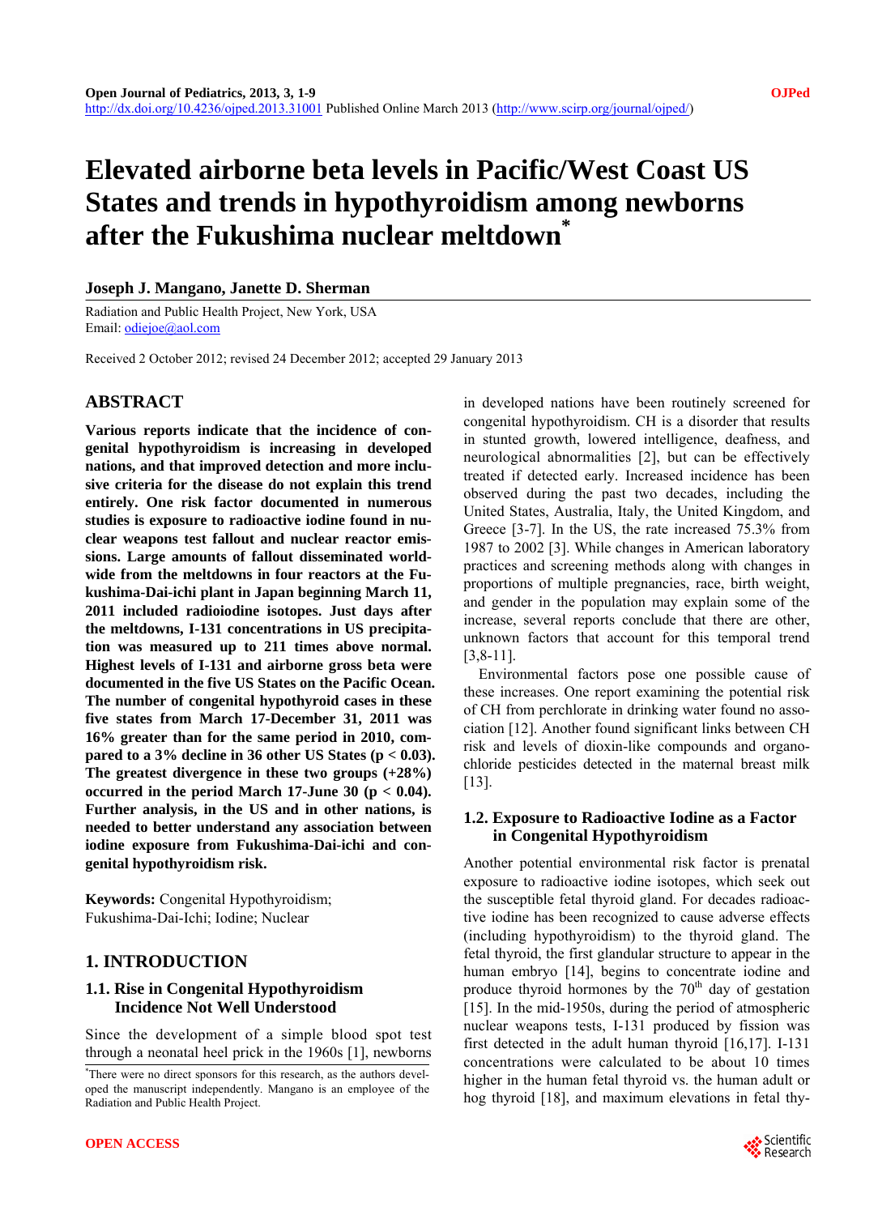# Elevated airborne beta levels in Pacific/West Coast US States and trends in hypothyroidism among newborns after the Fukushima nuclear meltdown*

**Joseph J. Mangano, Janette D. Sherman**

Radiation and Public Health Project, New York, USA
Email: odiejoe@aol.com

Received 2 October 2012; revised 24 December 2012; accepted 29 January 2013

## ABSTRACT

**Various reports indicate that the incidence of congenital hypothyroidism is increasing in developed nations, and that improved detection and more inclusive criteria for the disease do not explain this trend entirely. One risk factor documented in numerous studies is exposure to radioactive iodine found in nuclear weapons test fallout and nuclear reactor emissions. Large amounts of fallout disseminated worldwide from the meltdowns in four reactors at the Fukushima-Dai-ichi plant in Japan beginning March 11, 2011 included radioiodine isotopes. Just days after the meltdowns, I-131 concentrations in US precipitation was measured up to 211 times above normal. Highest levels of I-131 and airborne gross beta were documented in the five US States on the Pacific Ocean. The number of congenital hypothyroid cases in these five states from March 17-December 31, 2011 was 16% greater than for the same period in 2010, compared to a 3% decline in 36 other US States ($p < 0.03$). The greatest divergence in these two groups (+28%) occurred in the period March 17-June 30 ($p < 0.04$). Further analysis, in the US and in other nations, is needed to better understand any association between iodine exposure from Fukushima-Dai-ichi and congenital hypothyroidism risk.**

**Keywords:** Congenital Hypothyroidism; Fukushima-Dai-Ichi; Iodine; Nuclear

## 1. INTRODUCTION

### 1.1. Rise in Congenital Hypothyroidism Incidence Not Well Understood

Since the development of a simple blood spot test through a neonatal heel prick in the 1960s [1], newborns in developed nations have been routinely screened for congenital hypothyroidism. CH is a disorder that results in stunted growth, lowered intelligence, deafness, and neurological abnormalities [2], but can be effectively treated if detected early. Increased incidence has been observed during the past two decades, including the United States, Australia, Italy, the United Kingdom, and Greece [3-7]. In the US, the rate increased 75.3% from 1987 to 2002 [3]. While changes in American laboratory practices and screening methods along with changes in proportions of multiple pregnancies, race, birth weight, and gender in the population may explain some of the increase, several reports conclude that there are other, unknown factors that account for this temporal trend [3,8-11].

Environmental factors pose one possible cause of these increases. One report examining the potential risk of CH from perchlorate in drinking water found no association [12]. Another found significant links between CH risk and levels of dioxin-like compounds and organochloride pesticides detected in the maternal breast milk [13].

### 1.2. Exposure to Radioactive Iodine as a Factor in Congenital Hypothyroidism

Another potential environmental risk factor is prenatal exposure to radioactive iodine isotopes, which seek out the susceptible fetal thyroid gland. For decades radioactive iodine has been recognized to cause adverse effects (including hypothyroidism) to the thyroid gland. The fetal thyroid, the first glandular structure to appear in the human embryo [14], begins to concentrate iodine and produce thyroid hormones by the 70th day of gestation [15]. In the mid-1950s, during the period of atmospheric nuclear weapons tests, I-131 produced by fission was first detected in the adult human thyroid [16,17]. I-131 concentrations were calculated to be about 10 times higher in the human fetal thyroid vs. the human adult or hog thyroid [18], and maximum elevations in fetal thy-

*There were no direct sponsors for this research, as the authors developed the manuscript independently. Mangano is an employee of the Radiation and Public Health Project.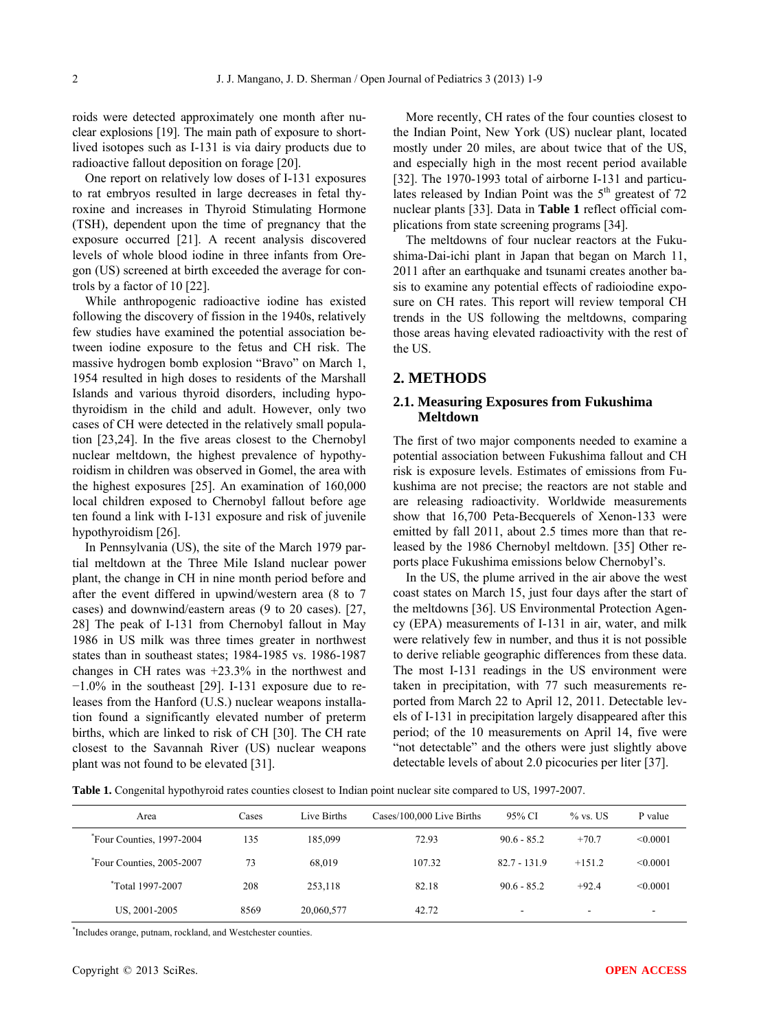roids were detected approximately one month after nuclear explosions [19]. The main path of exposure to short-lived isotopes such as I-131 is via dairy products due to radioactive fallout deposition on forage [20].

One report on relatively low doses of I-131 exposures to rat embryos resulted in large decreases in fetal thyroxine and increases in Thyroid Stimulating Hormone (TSH), dependent upon the time of pregnancy that the exposure occurred [21]. A recent analysis discovered levels of whole blood iodine in three infants from Oregon (US) screened at birth exceeded the average for controls by a factor of 10 [22].

While anthropogenic radioactive iodine has existed following the discovery of fission in the 1940s, relatively few studies have examined the potential association between iodine exposure to the fetus and CH risk. The massive hydrogen bomb explosion "Bravo" on March 1, 1954 resulted in high doses to residents of the Marshall Islands and various thyroid disorders, including hypothyroidism in the child and adult. However, only two cases of CH were detected in the relatively small population [23,24]. In the five areas closest to the Chernobyl nuclear meltdown, the highest prevalence of hypothyroidism in children was observed in Gomel, the area with the highest exposures [25]. An examination of 160,000 local children exposed to Chernobyl fallout before age ten found a link with I-131 exposure and risk of juvenile hypothyroidism [26].

In Pennsylvania (US), the site of the March 1979 partial meltdown at the Three Mile Island nuclear power plant, the change in CH in nine month period before and after the event differed in upwind/western area (8 to 7 cases) and downwind/eastern areas (9 to 20 cases). [27, 28] The peak of I-131 from Chernobyl fallout in May 1986 in US milk was three times greater in northwest states than in southeast states; 1984-1985 vs. 1986-1987 changes in CH rates was +23.3% in the northwest and −1.0% in the southeast [29]. I-131 exposure due to releases from the Hanford (U.S.) nuclear weapons installation found a significantly elevated number of preterm births, which are linked to risk of CH [30]. The CH rate closest to the Savannah River (US) nuclear weapons plant was not found to be elevated [31].

More recently, CH rates of the four counties closest to the Indian Point, New York (US) nuclear plant, located mostly under 20 miles, are about twice that of the US, and especially high in the most recent period available [32]. The 1970-1993 total of airborne I-131 and particulates released by Indian Point was the 5th greatest of 72 nuclear plants [33]. Data in **Table 1** reflect official complications from state screening programs [34].

The meltdowns of four nuclear reactors at the Fukushima-Dai-ichi plant in Japan that began on March 11, 2011 after an earthquake and tsunami creates another basis to examine any potential effects of radioiodine exposure on CH rates. This report will review temporal CH trends in the US following the meltdowns, comparing those areas having elevated radioactivity with the rest of the US.

## 2. METHODS

### 2.1. Measuring Exposures from Fukushima Meltdown

The first of two major components needed to examine a potential association between Fukushima fallout and CH risk is exposure levels. Estimates of emissions from Fukushima are not precise; the reactors are not stable and are releasing radioactivity. Worldwide measurements show that 16,700 Peta-Becquerels of Xenon-133 were emitted by fall 2011, about 2.5 times more than that released by the 1986 Chernobyl meltdown. [35] Other reports place Fukushima emissions below Chernobyl's.

In the US, the plume arrived in the air above the west coast states on March 15, just four days after the start of the meltdowns [36]. US Environmental Protection Agency (EPA) measurements of I-131 in air, water, and milk were relatively few in number, and thus it is not possible to derive reliable geographic differences from these data. The most I-131 readings in the US environment were taken in precipitation, with 77 such measurements reported from March 22 to April 12, 2011. Detectable levels of I-131 in precipitation largely disappeared after this period; of the 10 measurements on April 14, five were "not detectable" and the others were just slightly above detectable levels of about 2.0 picocuries per liter [37].

**Table 1.** Congenital hypothyroid rates counties closest to Indian point nuclear site compared to US, 1997-2007.

| Area | Cases | Live Births | Cases/100,000 Live Births | 95% CI | % vs. US | P value |
|---|---|---|---|---|---|---|
| *Four Counties, 1997-2004 | 135 | 185,099 | 72.93 | 90.6 - 85.2 | +70.7 | <0.0001 |
| *Four Counties, 2005-2007 | 73 | 68,019 | 107.32 | 82.7 - 131.9 | +151.2 | <0.0001 |
| *Total 1997-2007 | 208 | 253,118 | 82.18 | 90.6 - 85.2 | +92.4 | <0.0001 |
| US, 2001-2005 | 8569 | 20,060,577 | 42.72 | - | - | - |

*Includes orange, putnam, rockland, and Westchester counties.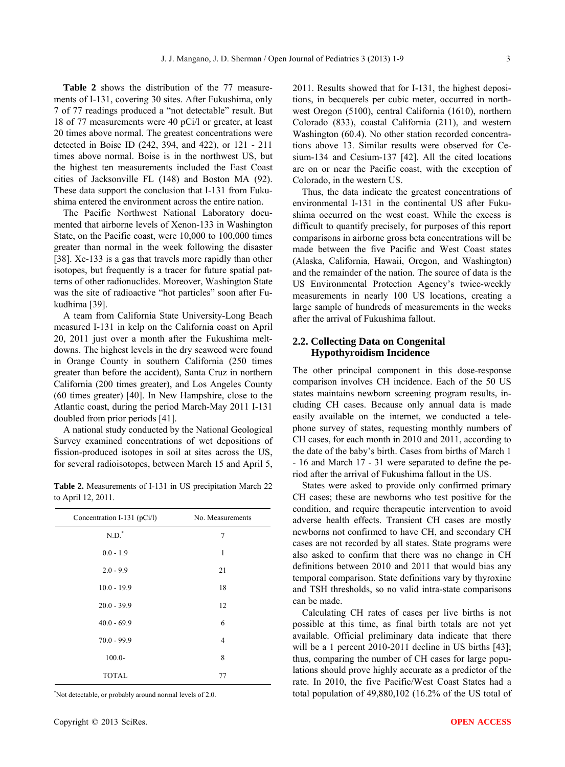**Table 2** shows the distribution of the 77 measurements of I-131, covering 30 sites. After Fukushima, only 7 of 77 readings produced a "not detectable" result. But 18 of 77 measurements were 40 pCi/l or greater, at least 20 times above normal. The greatest concentrations were detected in Boise ID (242, 394, and 422), or 121 - 211 times above normal. Boise is in the northwest US, but the highest ten measurements included the East Coast cities of Jacksonville FL (148) and Boston MA (92). These data support the conclusion that I-131 from Fukushima entered the environment across the entire nation.

The Pacific Northwest National Laboratory documented that airborne levels of Xenon-133 in Washington State, on the Pacific coast, were 10,000 to 100,000 times greater than normal in the week following the disaster [38]. Xe-133 is a gas that travels more rapidly than other isotopes, but frequently is a tracer for future spatial patterns of other radionuclides. Moreover, Washington State was the site of radioactive "hot particles" soon after Fukudhima [39].

A team from California State University-Long Beach measured I-131 in kelp on the California coast on April 20, 2011 just over a month after the Fukushima meltdowns. The highest levels in the dry seaweed were found in Orange County in southern California (250 times greater than before the accident), Santa Cruz in northern California (200 times greater), and Los Angeles County (60 times greater) [40]. In New Hampshire, close to the Atlantic coast, during the period March-May 2011 I-131 doubled from prior periods [41].

A national study conducted by the National Geological Survey examined concentrations of wet depositions of fission-produced isotopes in soil at sites across the US, for several radioisotopes, between March 15 and April 5, 2011. Results showed that for I-131, the highest depositions, in becquerels per cubic meter, occurred in northwest Oregon (5100), central California (1610), northern Colorado (833), coastal California (211), and western Washington (60.4). No other station recorded concentrations above 13. Similar results were observed for Cesium-134 and Cesium-137 [42]. All the cited locations are on or near the Pacific coast, with the exception of Colorado, in the western US.

**Table 2.** Measurements of I-131 in US precipitation March 22 to April 12, 2011.

| Concentration I-131 (pCi/l) | No. Measurements |
|---|---|
| N.D.* | 7 |
| 0.0 - 1.9 | 1 |
| 2.0 - 9.9 | 21 |
| 10.0 - 19.9 | 18 |
| 20.0 - 39.9 | 12 |
| 40.0 - 69.9 | 6 |
| 70.0 - 99.9 | 4 |
| 100.0- | 8 |
| TOTAL | 77 |

*Not detectable, or probably around normal levels of 2.0.

Thus, the data indicate the greatest concentrations of environmental I-131 in the continental US after Fukushima occurred on the west coast. While the excess is difficult to quantify precisely, for purposes of this report comparisons in airborne gross beta concentrations will be made between the five Pacific and West Coast states (Alaska, California, Hawaii, Oregon, and Washington) and the remainder of the nation. The source of data is the US Environmental Protection Agency's twice-weekly measurements in nearly 100 US locations, creating a large sample of hundreds of measurements in the weeks after the arrival of Fukushima fallout.

## 2.2. Collecting Data on Congenital Hypothyroidism Incidence

The other principal component in this dose-response comparison involves CH incidence. Each of the 50 US states maintains newborn screening program results, including CH cases. Because only annual data is made easily available on the internet, we conducted a telephone survey of states, requesting monthly numbers of CH cases, for each month in 2010 and 2011, according to the date of the baby's birth. Cases from births of March 1 - 16 and March 17 - 31 were separated to define the period after the arrival of Fukushima fallout in the US.

States were asked to provide only confirmed primary CH cases; these are newborns who test positive for the condition, and require therapeutic intervention to avoid adverse health effects. Transient CH cases are mostly newborns not confirmed to have CH, and secondary CH cases are not recorded by all states. State programs were also asked to confirm that there was no change in CH definitions between 2010 and 2011 that would bias any temporal comparison. State definitions vary by thyroxine and TSH thresholds, so no valid intra-state comparisons can be made.

Calculating CH rates of cases per live births is not possible at this time, as final birth totals are not yet available. Official preliminary data indicate that there will be a 1 percent 2010-2011 decline in US births [43]; thus, comparing the number of CH cases for large populations should prove highly accurate as a predictor of the rate. In 2010, the five Pacific/West Coast States had a total population of 49,880,102 (16.2% of the US total of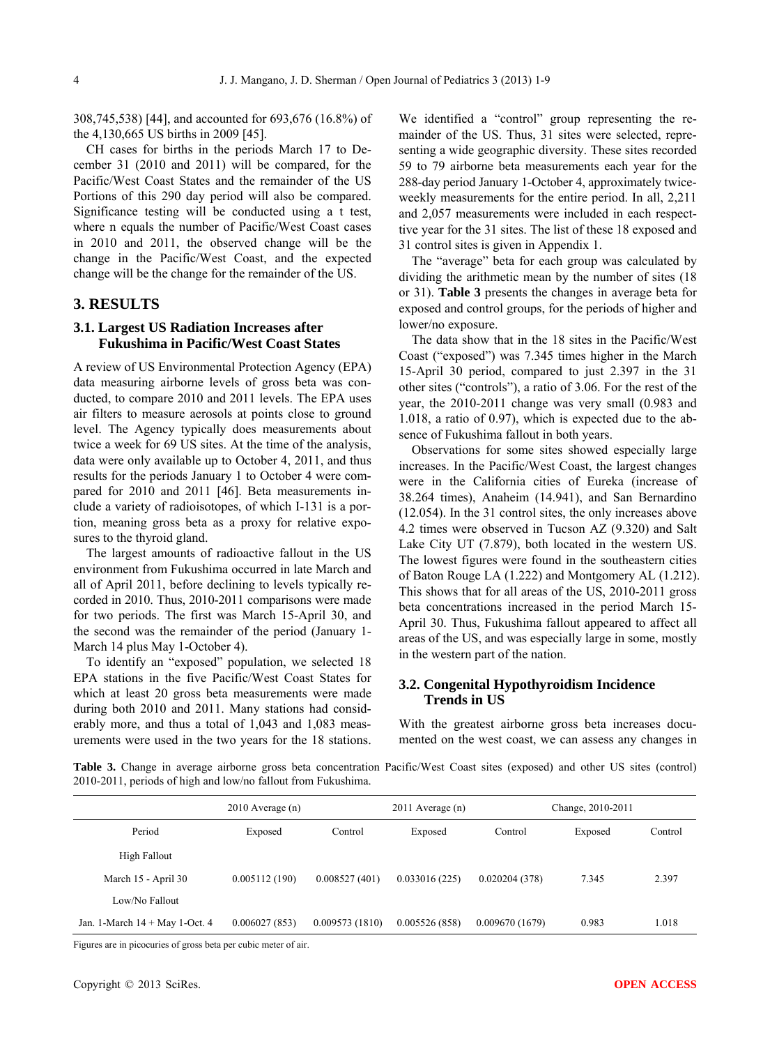308,745,538) [44], and accounted for 693,676 (16.8%) of the 4,130,665 US births in 2009 [45].

CH cases for births in the periods March 17 to December 31 (2010 and 2011) will be compared, for the Pacific/West Coast States and the remainder of the US. Portions of this 290 day period will also be compared. Significance testing will be conducted using a t test, where n equals the number of Pacific/West Coast cases in 2010 and 2011, the observed change will be the change in the Pacific/West Coast, and the expected change will be the change for the remainder of the US.

## 3. RESULTS

### 3.1. Largest US Radiation Increases after Fukushima in Pacific/West Coast States

A review of US Environmental Protection Agency (EPA) data measuring airborne levels of gross beta was conducted, to compare 2010 and 2011 levels. The EPA uses air filters to measure aerosols at points close to ground level. The Agency typically does measurements about twice a week for 69 US sites. At the time of the analysis, data were only available up to October 4, 2011, and thus results for the periods January 1 to October 4 were compared for 2010 and 2011 [46]. Beta measurements include a variety of radioisotopes, of which I-131 is a portion, meaning gross beta as a proxy for relative exposures to the thyroid gland.

The largest amounts of radioactive fallout in the US environment from Fukushima occurred in late March and all of April 2011, before declining to levels typically recorded in 2010. Thus, 2010-2011 comparisons were made for two periods. The first was March 15-April 30, and the second was the remainder of the period (January 1-March 14 plus May 1-October 4).

To identify an "exposed" population, we selected 18 EPA stations in the five Pacific/West Coast States for which at least 20 gross beta measurements were made during both 2010 and 2011. Many stations had considerably more, and thus a total of 1,043 and 1,083 measurements were used in the two years for the 18 stations. We identified a "control" group representing the remainder of the US. Thus, 31 sites were selected, representing a wide geographic diversity. These sites recorded 59 to 79 airborne beta measurements each year for the 288-day period January 1-October 4, approximately twice-weekly measurements for the entire period. In all, 2,211 and 2,057 measurements were included in each respective year for the 31 sites. The list of these 18 exposed and 31 control sites is given in Appendix 1.

The "average" beta for each group was calculated by dividing the arithmetic mean by the number of sites (18 or 31). **Table 3** presents the changes in average beta for exposed and control groups, for the periods of higher and lower/no exposure.

The data show that in the 18 sites in the Pacific/West Coast ("exposed") was 7.345 times higher in the March 15-April 30 period, compared to just 2.397 in the 31 other sites ("controls"), a ratio of 3.06. For the rest of the year, the 2010-2011 change was very small (0.983 and 1.018, a ratio of 0.97), which is expected due to the absence of Fukushima fallout in both years.

Observations for some sites showed especially large increases. In the Pacific/West Coast, the largest changes were in the California cities of Eureka (increase of 38.264 times), Anaheim (14.941), and San Bernardino (12.054). In the 31 control sites, the only increases above 4.2 times were observed in Tucson AZ (9.320) and Salt Lake City UT (7.879), both located in the western US. The lowest figures were found in the southeastern cities of Baton Rouge LA (1.222) and Montgomery AL (1.212). This shows that for all areas of the US, 2010-2011 gross beta concentrations increased in the period March 15-April 30. Thus, Fukushima fallout appeared to affect all areas of the US, and was especially large in some, mostly in the western part of the nation.

### 3.2. Congenital Hypothyroidism Incidence Trends in US

With the greatest airborne gross beta increases documented on the west coast, we can assess any changes in

**Table 3.** Change in average airborne gross beta concentration Pacific/West Coast sites (exposed) and other US sites (control) 2010-2011, periods of high and low/no fallout from Fukushima.

| | 2010 Average (n) | | 2011 Average (n) | | Change, 2010-2011 | |
|---|---|---|---|---|---|---|
| Period | Exposed | Control | Exposed | Control | Exposed | Control |
| High Fallout | | | | | | |
| March 15 - April 30 | 0.005112 (190) | 0.008527 (401) | 0.033016 (225) | 0.020204 (378) | 7.345 | 2.397 |
| Low/No Fallout | | | | | | |
| Jan. 1-March 14 + May 1-Oct. 4 | 0.006027 (853) | 0.009573 (1810) | 0.005526 (858) | 0.009670 (1679) | 0.983 | 1.018 |

Figures are in picocuries of gross beta per cubic meter of air.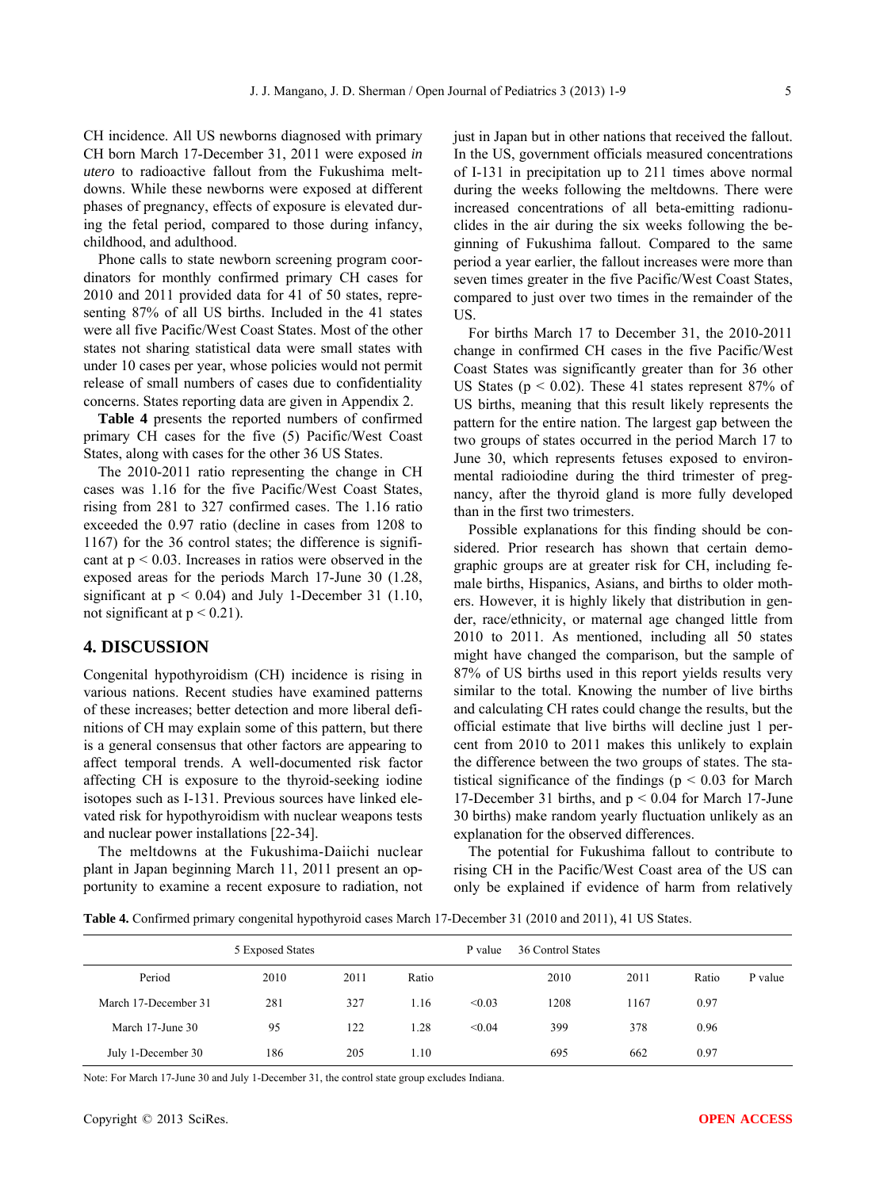CH incidence. All US newborns diagnosed with primary CH born March 17-December 31, 2011 were exposed *in utero* to radioactive fallout from the Fukushima meltdowns. While these newborns were exposed at different phases of pregnancy, effects of exposure is elevated during the fetal period, compared to those during infancy, childhood, and adulthood.

Phone calls to state newborn screening program coordinators for monthly confirmed primary CH cases for 2010 and 2011 provided data for 41 of 50 states, representing 87% of all US births. Included in the 41 states were all five Pacific/West Coast States. Most of the other states not sharing statistical data were small states with under 10 cases per year, whose policies would not permit release of small numbers of cases due to confidentiality concerns. States reporting data are given in Appendix 2.

**Table 4** presents the reported numbers of confirmed primary CH cases for the five (5) Pacific/West Coast States, along with cases for the other 36 US States.

The 2010-2011 ratio representing the change in CH cases was 1.16 for the five Pacific/West Coast States, rising from 281 to 327 confirmed cases. The 1.16 ratio exceeded the 0.97 ratio (decline in cases from 1208 to 1167) for the 36 control states; the difference is significant at $p < 0.03$. Increases in ratios were observed in the exposed areas for the periods March 17-June 30 (1.28, significant at $p < 0.04$) and July 1-December 31 (1.10, not significant at $p < 0.21$).

## 4. DISCUSSION

Congenital hypothyroidism (CH) incidence is rising in various nations. Recent studies have examined patterns of these increases; better detection and more liberal definitions of CH may explain some of this pattern, but there is a general consensus that other factors are appearing to affect temporal trends. A well-documented risk factor affecting CH is exposure to the thyroid-seeking iodine isotopes such as I-131. Previous sources have linked elevated risk for hypothyroidism with nuclear weapons tests and nuclear power installations [22-34].

The meltdowns at the Fukushima-Daiichi nuclear plant in Japan beginning March 11, 2011 present an opportunity to examine a recent exposure to radiation, not just in Japan but in other nations that received the fallout. In the US, government officials measured concentrations of I-131 in precipitation up to 211 times above normal during the weeks following the meltdowns. There were increased concentrations of all beta-emitting radionuclides in the air during the six weeks following the beginning of Fukushima fallout. Compared to the same period a year earlier, the fallout increases were more than seven times greater in the five Pacific/West Coast States, compared to just over two times in the remainder of the US.

For births March 17 to December 31, the 2010-2011 change in confirmed CH cases in the five Pacific/West Coast States was significantly greater than for 36 other US States ($p < 0.02$). These 41 states represent 87% of US births, meaning that this result likely represents the pattern for the entire nation. The largest gap between the two groups of states occurred in the period March 17 to June 30, which represents fetuses exposed to environmental radioiodine during the third trimester of pregnancy, after the thyroid gland is more fully developed than in the first two trimesters.

Possible explanations for this finding should be considered. Prior research has shown that certain demographic groups are at greater risk for CH, including female births, Hispanics, Asians, and births to older mothers. However, it is highly likely that distribution in gender, race/ethnicity, or maternal age changed little from 2010 to 2011. As mentioned, including all 50 states might have changed the comparison, but the sample of 87% of US births used in this report yields results very similar to the total. Knowing the number of live births and calculating CH rates could change the results, but the official estimate that live births will decline just 1 percent from 2010 to 2011 makes this unlikely to explain the difference between the two groups of states. The statistical significance of the findings ($p < 0.03$ for March 17-December 31 births, and $p < 0.04$ for March 17-June 30 births) make random yearly fluctuation unlikely as an explanation for the observed differences.

The potential for Fukushima fallout to contribute to rising CH in the Pacific/West Coast area of the US can only be explained if evidence of harm from relatively

**Table 4.** Confirmed primary congenital hypothyroid cases March 17-December 31 (2010 and 2011), 41 US States.

| | 5 Exposed States | | | P value | 36 Control States | | | |
|---|---|---|---|---|---|---|---|---|
| Period | 2010 | 2011 | Ratio | | 2010 | 2011 | Ratio | P value |
| March 17-December 31 | 281 | 327 | 1.16 | <0.03 | 1208 | 1167 | 0.97 | |
| March 17-June 30 | 95 | 122 | 1.28 | <0.04 | 399 | 378 | 0.96 | |
| July 1-December 30 | 186 | 205 | 1.10 | | 695 | 662 | 0.97 | |

Note: For March 17-June 30 and July 1-December 31, the control state group excludes Indiana.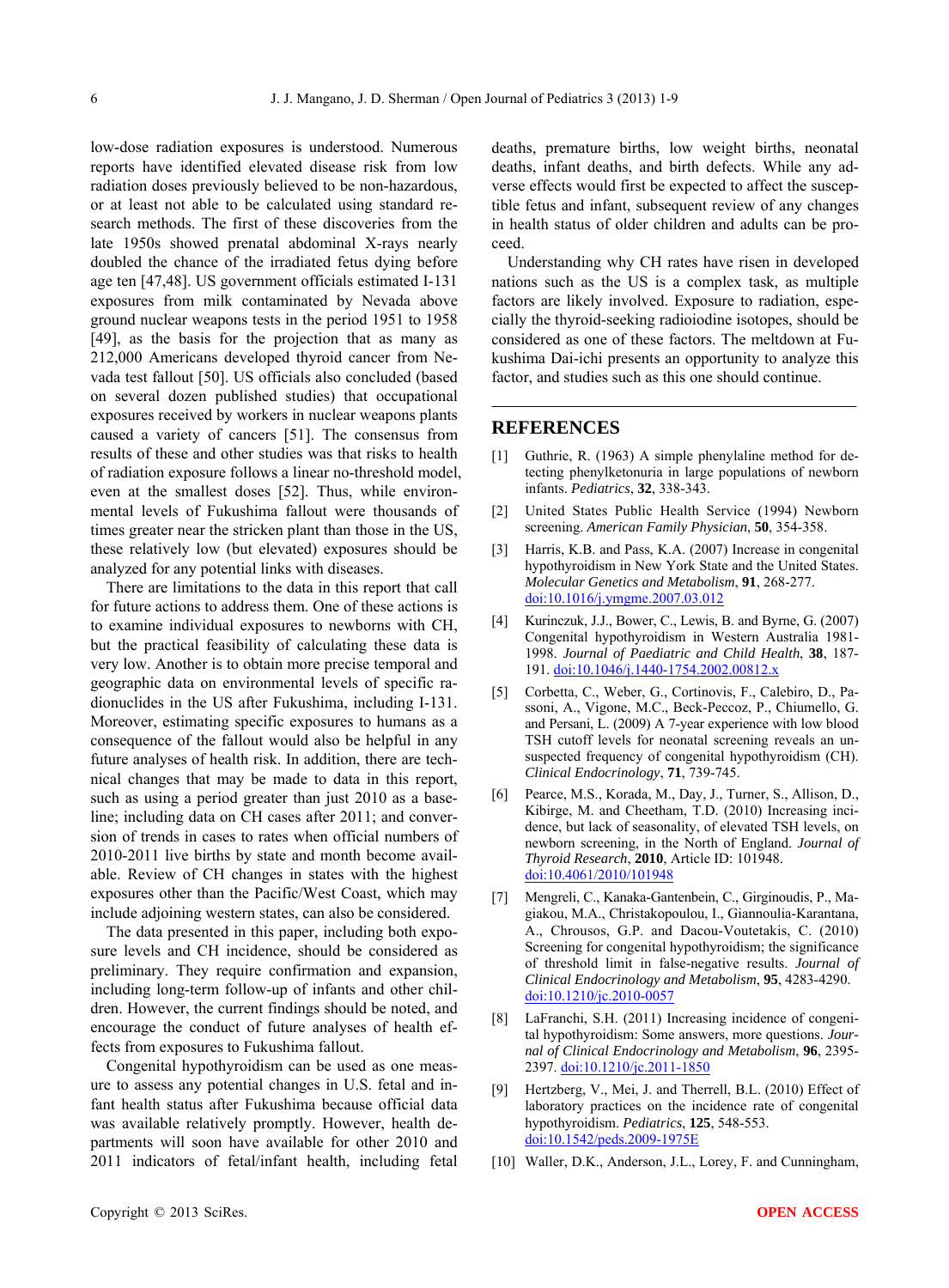low-dose radiation exposures is understood. Numerous reports have identified elevated disease risk from low radiation doses previously believed to be non-hazardous, or at least not able to be calculated using standard research methods. The first of these discoveries from the late 1950s showed prenatal abdominal X-rays nearly doubled the chance of the irradiated fetus dying before age ten [47,48]. US government officials estimated I-131 exposures from milk contaminated by Nevada above ground nuclear weapons tests in the period 1951 to 1958 [49], as the basis for the projection that as many as 212,000 Americans developed thyroid cancer from Nevada test fallout [50]. US officials also concluded (based on several dozen published studies) that occupational exposures received by workers in nuclear weapons plants caused a variety of cancers [51]. The consensus from results of these and other studies was that risks to health of radiation exposure follows a linear no-threshold model, even at the smallest doses [52]. Thus, while environmental levels of Fukushima fallout were thousands of times greater near the stricken plant than those in the US, these relatively low (but elevated) exposures should be analyzed for any potential links with diseases.

There are limitations to the data in this report that call for future actions to address them. One of these actions is to examine individual exposures to newborns with CH, but the practical feasibility of calculating these data is very low. Another is to obtain more precise temporal and geographic data on environmental levels of specific radionuclides in the US after Fukushima, including I-131. Moreover, estimating specific exposures to humans as a consequence of the fallout would also be helpful in any future analyses of health risk. In addition, there are technical changes that may be made to data in this report, such as using a period greater than just 2010 as a baseline; including data on CH cases after 2011; and conversion of trends in cases to rates when official numbers of 2010-2011 live births by state and month become available. Review of CH changes in states with the highest exposures other than the Pacific/West Coast, which may include adjoining western states, can also be considered.

The data presented in this paper, including both exposure levels and CH incidence, should be considered as preliminary. They require confirmation and expansion, including long-term follow-up of infants and other children. However, the current findings should be noted, and encourage the conduct of future analyses of health effects from exposures to Fukushima fallout.

Congenital hypothyroidism can be used as one measure to assess any potential changes in U.S. fetal and infant health status after Fukushima because official data was available relatively promptly. However, health departments will soon have available for other 2010 and 2011 indicators of fetal/infant health, including fetal deaths, premature births, low weight births, neonatal deaths, infant deaths, and birth defects. While any adverse effects would first be expected to affect the susceptible fetus and infant, subsequent review of any changes in health status of older children and adults can be proceed.

Understanding why CH rates have risen in developed nations such as the US is a complex task, as multiple factors are likely involved. Exposure to radiation, especially the thyroid-seeking radioiodine isotopes, should be considered as one of these factors. The meltdown at Fukushima Dai-ichi presents an opportunity to analyze this factor, and studies such as this one should continue.

## REFERENCES

[1] Guthrie, R. (1963) A simple phenylaline method for detecting phenylketonuria in large populations of newborn infants. *Pediatrics*, **32**, 338-343.

[2] United States Public Health Service (1994) Newborn screening. *American Family Physician*, **50**, 354-358.

[3] Harris, K.B. and Pass, K.A. (2007) Increase in congenital hypothyroidism in New York State and the United States. *Molecular Genetics and Metabolism*, **91**, 268-277. doi:10.1016/j.ymgme.2007.03.012

[4] Kurinczuk, J.J., Bower, C., Lewis, B. and Byrne, G. (2007) Congenital hypothyroidism in Western Australia 1981-1998. *Journal of Paediatric and Child Health*, **38**, 187-191. doi:10.1046/j.1440-1754.2002.00812.x

[5] Corbetta, C., Weber, G., Cortinovis, F., Calebiro, D., Passoni, A., Vigone, M.C., Beck-Peccoz, P., Chiumello, G. and Persani, L. (2009) A 7-year experience with low blood TSH cutoff levels for neonatal screening reveals an unsuspected frequency of congenital hypothyroidism (CH). *Clinical Endocrinology*, **71**, 739-745.

[6] Pearce, M.S., Korada, M., Day, J., Turner, S., Allison, D., Kibirge, M. and Cheetham, T.D. (2010) Increasing incidence, but lack of seasonality, of elevated TSH levels, on newborn screening, in the North of England. *Journal of Thyroid Research*, **2010**, Article ID: 101948. doi:10.4061/2010/101948

[7] Mengreli, C., Kanaka-Gantenbein, C., Girginoudis, P., Magiakou, M.A., Christakopoulou, I., Giannoulia-Karantana, A., Chrousos, G.P. and Dacou-Voutetakis, C. (2010) Screening for congenital hypothyroidism; the significance of threshold limit in false-negative results. *Journal of Clinical Endocrinology and Metabolism*, **95**, 4283-4290. doi:10.1210/jc.2010-0057

[8] LaFranchi, S.H. (2011) Increasing incidence of congenital hypothyroidism: Some answers, more questions. *Journal of Clinical Endocrinology and Metabolism*, **96**, 2395-2397. doi:10.1210/jc.2011-1850

[9] Hertzberg, V., Mei, J. and Therrell, B.L. (2010) Effect of laboratory practices on the incidence rate of congenital hypothyroidism. *Pediatrics*, **125**, 548-553. doi:10.1542/peds.2009-1975E

[10] Waller, D.K., Anderson, J.L., Lorey, F. and Cunningham,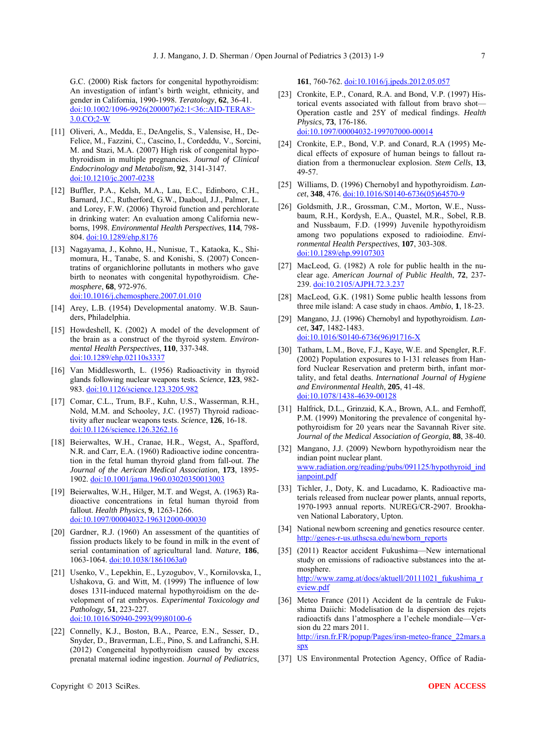G.C. (2000) Risk factors for congenital hypothyroidism: An investigation of infant's birth weight, ethnicity, and gender in California, 1990-1998. *Teratology*, **62**, 36-41. doi:10.1002/1096-9926(200007)62:1<36::AID-TERA8>3.0.CO;2-W

[11] Oliveri, A., Medda, E., DeAngelis, S., Valensise, H., De-Felice, M., Fazzini, C., Cascino, I., Cordeddu, V., Sorcini, M. and Stazi, M.A. (2007) High risk of congenital hypothyroidism in multiple pregnancies. *Journal of Clinical Endocrinology and Metabolism*, **92**, 3141-3147. doi:10.1210/jc.2007-0238

[12] Buffler, P.A., Kelsh, M.A., Lau, E.C., Edinboro, C.H., Barnard, J.C., Rutherford, G.W., Daaboul, J.J., Palmer, L. and Lorey, F.W. (2006) Thyroid function and perchlorate in drinking water: An evaluation among California newborns, 1998. *Environmental Health Perspectives*, **114**, 798-804. doi:10.1289/ehp.8176

[13] Nagayama, J., Kohno, H., Nunisue, T., Kataoka, K., Shimomura, H., Tanabe, S. and Konishi, S. (2007) Concentratins of organichlorine pollutants in mothers who gave birth to neonates with congenital hypothyroidism. *Chemosphere*, **68**, 972-976. doi:10.1016/j.chemosphere.2007.01.010

[14] Arey, L.B. (1954) Developmental anatomy. W.B. Saunders, Philadelphia.

[15] Howdeshell, K. (2002) A model of the development of the brain as a construct of the thyroid system. *Environmental Health Perspectives*, **110**, 337-348. doi:10.1289/ehp.02110s3337

[16] Van Middlesworth, L. (1956) Radioactivity in thyroid glands following nuclear weapons tests. *Science*, **123**, 982-983. doi:10.1126/science.123.3205.982

[17] Comar, C.L., Trum, B.F., Kuhn, U.S., Wasserman, R.H., Nold, M.M. and Schooley, J.C. (1957) Thyroid radioactivity after nuclear weapons tests. *Science*, **126**, 16-18. doi:10.1126/science.126.3262.16

[18] Beierwaltes, W.H., Cranae, H.R., Wegst, A., Spafford, N.R. and Carr, E.A. (1960) Radioactive iodine concentration in the fetal human thyroid gland from fall-out. *The Journal of the Aerican Medical Association*, **173**, 1895-1902. doi:10.1001/jama.1960.03020350013003

[19] Beierwaltes, W.H., Hilger, M.T. and Wegst, A. (1963) Radioactive concentrations in fetal human thyroid from fallout. *Health Physics*, **9**, 1263-1266. doi:10.1097/00004032-196312000-00030

[20] Gardner, R.J. (1960) An assessment of the quantities of fission products likely to be found in milk in the event of serial contamination of agricultural land. *Nature*, **186**, 1063-1064. doi:10.1038/1861063a0

[21] Usenko, V., Lepekhin, E., Lyzogubov, V., Kornilovska, I., Ushakova, G. and Witt, M. (1999) The influence of low doses 131I-induced maternal hypothyroidism on the development of rat embryos. *Experimental Toxicology and Pathology*, **51**, 223-227. doi:10.1016/S0940-2993(99)80100-6

[22] Connelly, K.J., Boston, B.A., Pearce, E.N., Sesser, D., Snyder, D., Braverman, L.E., Pino, S. and Lafranchi, S.H. (2012) Congeneital hypothyroidism caused by excess prenatal maternal iodine ingestion. *Journal of Pediatrics*, **161**, 760-762. doi:10.1016/j.jpeds.2012.05.057

[23] Cronkite, E.P., Conard, R.A. and Bond, V.P. (1997) Historical events associated with fallout from bravo shot—Operation castle and 25Y of medical findings. *Health Physics*, **73**, 176-186. doi:10.1097/00004032-199707000-00014

[24] Cronkite, E.P., Bond, V.P. and Conard, R.A (1995) Medical effects of exposure of human beings to fallout radiation from a thermonuclear explosion. *Stem Cells*, **13**, 49-57.

[25] Williams, D. (1996) Chernobyl and hypothyroidism. *Lancet*, **348**, 476. doi:10.1016/S0140-6736(05)64570-9

[26] Goldsmith, J.R., Grossman, C.M., Morton, W.E., Nussbaum, R.H., Kordysh, E.A., Quastel, M.R., Sobel, R.B. and Nussbaum, F.D. (1999) Juvenile hypothyroidism among two populations exposed to radioiodine. *Environmental Health Perspectives*, **107**, 303-308. doi:10.1289/ehp.99107303

[27] MacLeod, G. (1982) A role for public health in the nuclear age. *American Journal of Public Health*, **72**, 237-239. doi:10.2105/AJPH.72.3.237

[28] MacLeod, G.K. (1981) Some public health lessons from three mile island: A case study in chaos. *Ambio*, **1**, 18-23.

[29] Mangano, J.J. (1996) Chernobyl and hypothyroidism. *Lancet*, **347**, 1482-1483. doi:10.1016/S0140-6736(96)91716-X

[30] Tatham, L.M., Bove, F.J., Kaye, W.E. and Spengler, R.F. (2002) Population exposures to I-131 releases from Hanford Nuclear Reservation and preterm birth, infant mortality, and fetal deaths. *International Journal of Hygiene and Environmental Health*, **205**, 41-48. doi:10.1078/1438-4639-00128

[31] Halfrick, D.L., Grinzaid, K.A., Brown, A.L. and Fernhoff, P.M. (1999) Monitoring the prevalence of congenital hypothyroidism for 20 years near the Savannah River site. *Journal of the Medical Association of Georgia*, **88**, 38-40.

[32] Mangano, J.J. (2009) Newborn hypothyroidism near the indian point nuclear plant. www.radiation.org/reading/pubs/091125/hypothyroid_indianpoint.pdf

[33] Tichler, J., Doty, K. and Lucadamo, K. Radioactive materials released from nuclear power plants, annual reports, 1970-1993 annual reports. NUREG/CR-2907. Brookhaven National Laboratory, Upton.

[34] National newborn screening and genetics resource center. http://genes-r-us.uthscsa.edu/newborn_reports

[35] (2011) Reactor accident Fukushima—New international study on emissions of radioactive substances into the atmosphere. http://www.zamg.at/docs/aktuell/20111021_fukushima_review.pdf

[36] Meteo France (2011) Accident de la centrale de Fukushima Daiichi: Modelisation de la dispersion des rejets radioactifs dans l'atmosphere a l'echele mondiale—Version du 22 mars 2011. http://irsn.fr.FR/popup/Pages/irsn-meteo-france_22mars.aspx

[37] US Environmental Protection Agency, Office of Radia-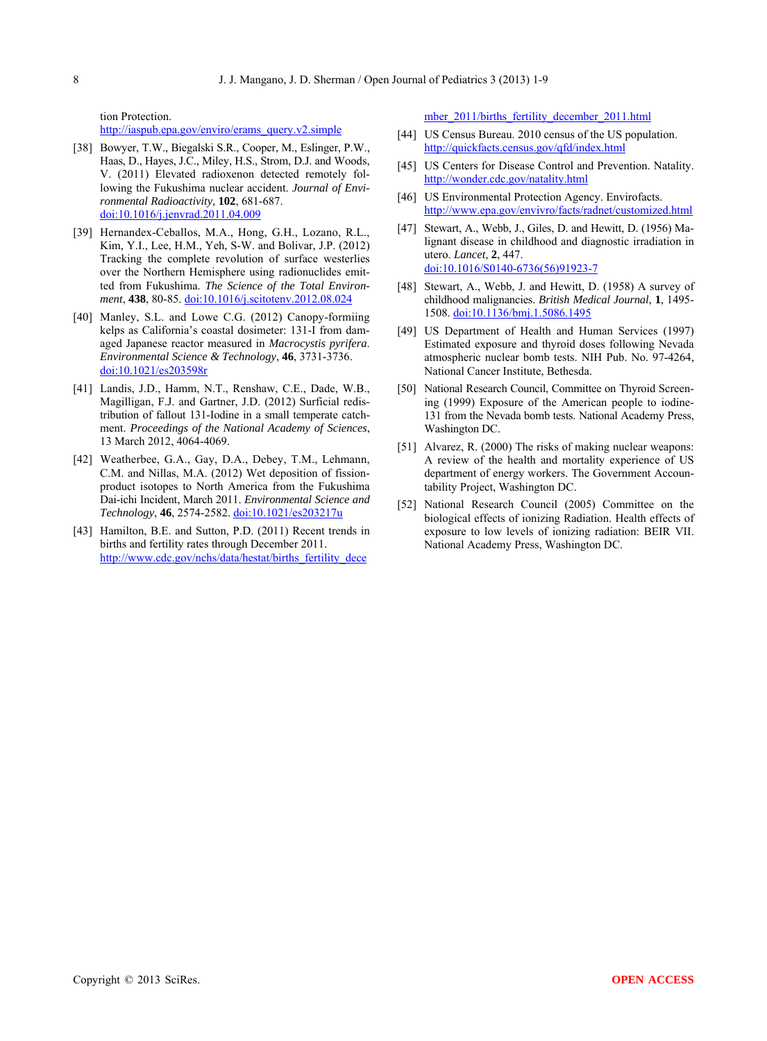tion Protection.
http://iaspub.epa.gov/enviro/erams_query.v2.simple

[38] Bowyer, T.W., Biegalski S.R., Cooper, M., Eslinger, P.W., Haas, D., Hayes, J.C., Miley, H.S., Strom, D.J. and Woods, V. (2011) Elevated radioxenon detected remotely following the Fukushima nuclear accident. *Journal of Environmental Radioactivity*, **102**, 681-687. doi:10.1016/j.jenvrad.2011.04.009

[39] Hernandex-Ceballos, M.A., Hong, G.H., Lozano, R.L., Kim, Y.I., Lee, H.M., Yeh, S-W. and Bolivar, J.P. (2012) Tracking the complete revolution of surface westerlies over the Northern Hemisphere using radionuclides emitted from Fukushima. *The Science of the Total Environment*, **438**, 80-85. doi:10.1016/j.scitotenv.2012.08.024

[40] Manley, S.L. and Lowe C.G. (2012) Canopy-formiing kelps as California's coastal dosimeter: 131-I from damaged Japanese reactor measured in *Macrocystis pyrifera*. *Environmental Science & Technology*, **46**, 3731-3736. doi:10.1021/es203598r

[41] Landis, J.D., Hamm, N.T., Renshaw, C.E., Dade, W.B., Magilligan, F.J. and Gartner, J.D. (2012) Surficial redistribution of fallout 131-Iodine in a small temperate catchment. *Proceedings of the National Academy of Sciences*, 13 March 2012, 4064-4069.

[42] Weatherbee, G.A., Gay, D.A., Debey, T.M., Lehmann, C.M. and Nillas, M.A. (2012) Wet deposition of fission-product isotopes to North America from the Fukushima Dai-ichi Incident, March 2011. *Environmental Science and Technology*, **46**, 2574-2582. doi:10.1021/es203217u

[43] Hamilton, B.E. and Sutton, P.D. (2011) Recent trends in births and fertility rates through December 2011. http://www.cdc.gov/nchs/data/hestat/births_fertility_december_2011/births_fertility_december_2011.html

[44] US Census Bureau. 2010 census of the US population. http://quickfacts.census.gov/qfd/index.html

[45] US Centers for Disease Control and Prevention. Natality. http://wonder.cdc.gov/natality.html

[46] US Environmental Protection Agency. Envirofacts. http://www.epa.gov/envivro/facts/radnet/customized.html

[47] Stewart, A., Webb, J., Giles, D. and Hewitt, D. (1956) Malignant disease in childhood and diagnostic irradiation in utero. *Lancet*, **2**, 447. doi:10.1016/S0140-6736(56)91923-7

[48] Stewart, A., Webb, J. and Hewitt, D. (1958) A survey of childhood malignancies. *British Medical Journal*, **1**, 1495-1508. doi:10.1136/bmj.1.5086.1495

[49] US Department of Health and Human Services (1997) Estimated exposure and thyroid doses following Nevada atmospheric nuclear bomb tests. NIH Pub. No. 97-4264, National Cancer Institute, Bethesda.

[50] National Research Council, Committee on Thyroid Screening (1999) Exposure of the American people to iodine-131 from the Nevada bomb tests. National Academy Press, Washington DC.

[51] Alvarez, R. (2000) The risks of making nuclear weapons: A review of the health and mortality experience of US department of energy workers. The Government Accountability Project, Washington DC.

[52] National Research Council (2005) Committee on the biological effects of ionizing Radiation. Health effects of exposure to low levels of ionizing radiation: BEIR VII. National Academy Press, Washington DC.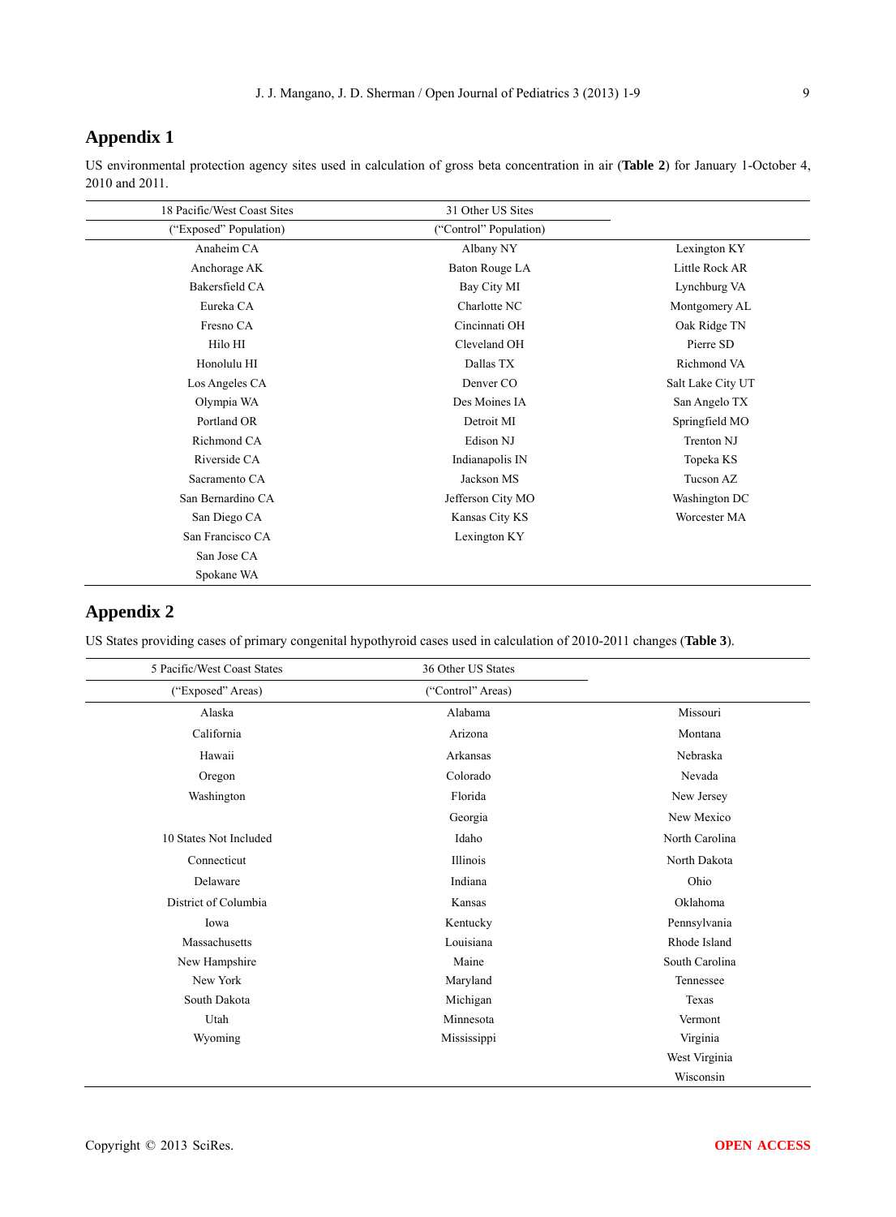## Appendix 1

US environmental protection agency sites used in calculation of gross beta concentration in air (**Table 2**) for January 1-October 4, 2010 and 2011.

| 18 Pacific/West Coast Sites ("Exposed" Population) | 31 Other US Sites ("Control" Population) | |
|---|---|---|
| Anaheim CA | Albany NY | Lexington KY |
| Anchorage AK | Baton Rouge LA | Little Rock AR |
| Bakersfield CA | Bay City MI | Lynchburg VA |
| Eureka CA | Charlotte NC | Montgomery AL |
| Fresno CA | Cincinnati OH | Oak Ridge TN |
| Hilo HI | Cleveland OH | Pierre SD |
| Honolulu HI | Dallas TX | Richmond VA |
| Los Angeles CA | Denver CO | Salt Lake City UT |
| Olympia WA | Des Moines IA | San Angelo TX |
| Portland OR | Detroit MI | Springfield MO |
| Richmond CA | Edison NJ | Trenton NJ |
| Riverside CA | Indianapolis IN | Topeka KS |
| Sacramento CA | Jackson MS | Tucson AZ |
| San Bernardino CA | Jefferson City MO | Washington DC |
| San Diego CA | Kansas City KS | Worcester MA |
| San Francisco CA | Lexington KY | |
| San Jose CA | | |
| Spokane WA | | |

## Appendix 2

US States providing cases of primary congenital hypothyroid cases used in calculation of 2010-2011 changes (**Table 3**).

| 5 Pacific/West Coast States ("Exposed" Areas) | 36 Other US States ("Control" Areas) | |
|---|---|---|
| Alaska | Alabama | Missouri |
| California | Arizona | Montana |
| Hawaii | Arkansas | Nebraska |
| Oregon | Colorado | Nevada |
| Washington | Florida | New Jersey |
| | Georgia | New Mexico |
| 10 States Not Included | Idaho | North Carolina |
| Connecticut | Illinois | North Dakota |
| Delaware | Indiana | Ohio |
| District of Columbia | Kansas | Oklahoma |
| Iowa | Kentucky | Pennsylvania |
| Massachusetts | Louisiana | Rhode Island |
| New Hampshire | Maine | South Carolina |
| New York | Maryland | Tennessee |
| South Dakota | Michigan | Texas |
| Utah | Minnesota | Vermont |
| Wyoming | Mississippi | Virginia |
| | | West Virginia |
| | | Wisconsin |